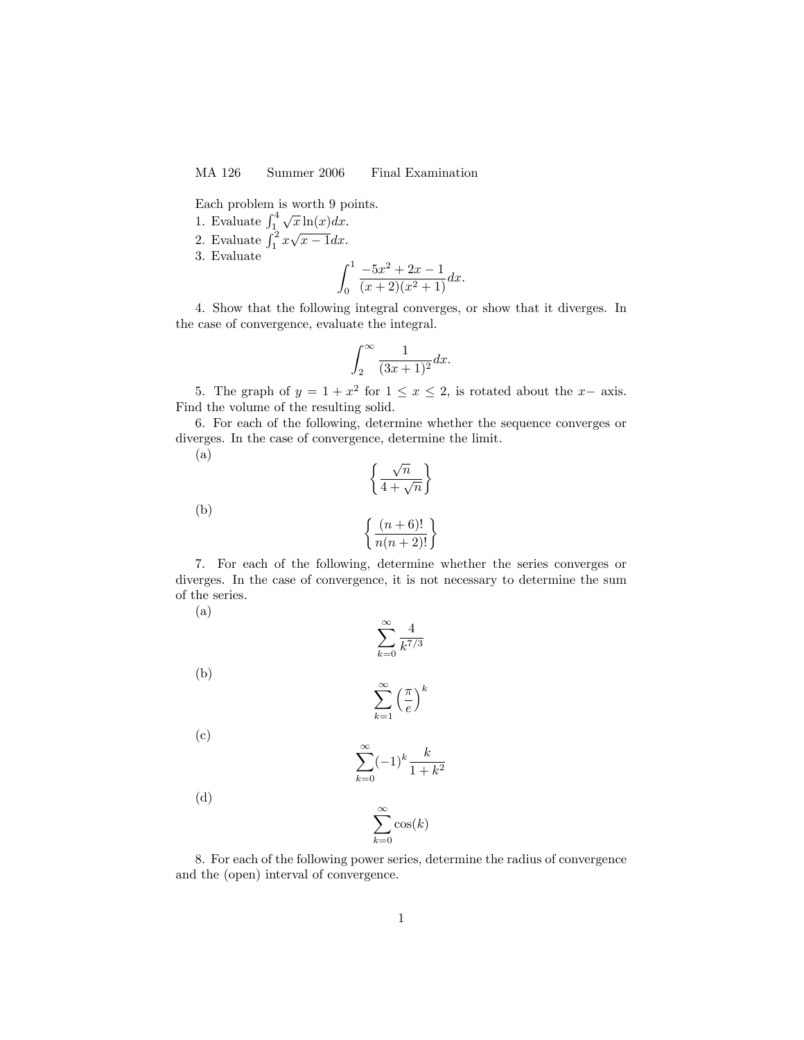MA 126 Summer 2006 Final Examination

Each problem is worth 9 points.

1. Evaluate $\int_1^4 \sqrt{x}\ln(x)dx$.

2. Evaluate $\int_1^2 x\sqrt{x-1}dx$.

3. Evaluate

$$\int_0^1 \frac{-5x^2+2x-1}{(x+2)(x^2+1)}dx.$$

4. Show that the following integral converges, or show that it diverges. In the case of convergence, evaluate the integral.

$$\int_2^\infty \frac{1}{(3x+1)^2}dx.$$

5. The graph of $y = 1 + x^2$ for $1 \leq x \leq 2$, is rotated about the $x-$ axis. Find the volume of the resulting solid.

6. For each of the following, determine whether the sequence converges or diverges. In the case of convergence, determine the limit.

(a)

$$\left\{ \frac{\sqrt{n}}{4+\sqrt{n}} \right\}$$

(b)

$$\left\{ \frac{(n+6)!}{n(n+2)!} \right\}$$

7. For each of the following, determine whether the series converges or diverges. In the case of convergence, it is not necessary to determine the sum of the series.

(a)

$$\sum_{k=0}^{\infty} \frac{4}{k^{7/3}}$$

(b)

$$\sum_{k=1}^{\infty} \left(\frac{\pi}{e}\right)^k$$

(c)

$$\sum_{k=0}^{\infty} (-1)^k \frac{k}{1+k^2}$$

(d)

$$\sum_{k=0}^{\infty} \cos(k)$$

8. For each of the following power series, determine the radius of convergence and the (open) interval of convergence.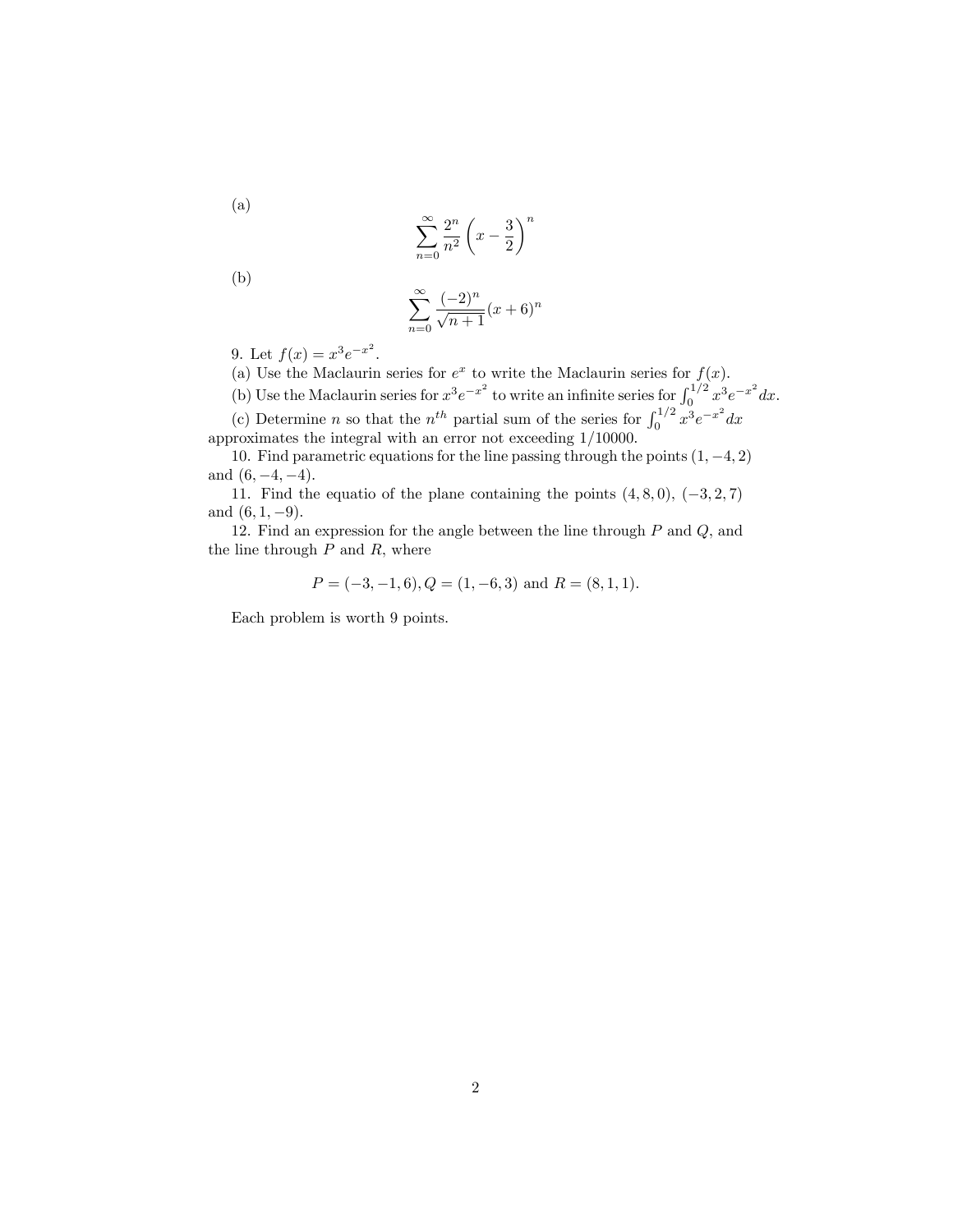(a)

$$\sum_{n=0}^{\infty} \frac{2^n}{n^2} \left(x - \frac{3}{2}\right)^n$$

(b)

$$\sum_{n=0}^{\infty} \frac{(-2)^n}{\sqrt{n+1}} (x+6)^n$$

9. Let $f(x) = x^3 e^{-x^2}$.

(a) Use the Maclaurin series for $e^x$ to write the Maclaurin series for $f(x)$.

(b) Use the Maclaurin series for $x^3 e^{-x^2}$ to write an infinite series for $\int_0^{1/2} x^3 e^{-x^2} dx$.

(c) Determine $n$ so that the $n^{th}$ partial sum of the series for $\int_0^{1/2} x^3 e^{-x^2} dx$ approximates the integral with an error not exceeding 1/10000.

10. Find parametric equations for the line passing through the points $(1, -4, 2)$ and $(6, -4, -4)$.

11. Find the equatio of the plane containing the points $(4, 8, 0)$, $(-3, 2, 7)$ and $(6, 1, -9)$.

12. Find an expression for the angle between the line through $P$ and $Q$, and the line through $P$ and $R$, where

$$P = (-3, -1, 6), Q = (1, -6, 3) \text{ and } R = (8, 1, 1).$$

Each problem is worth 9 points.